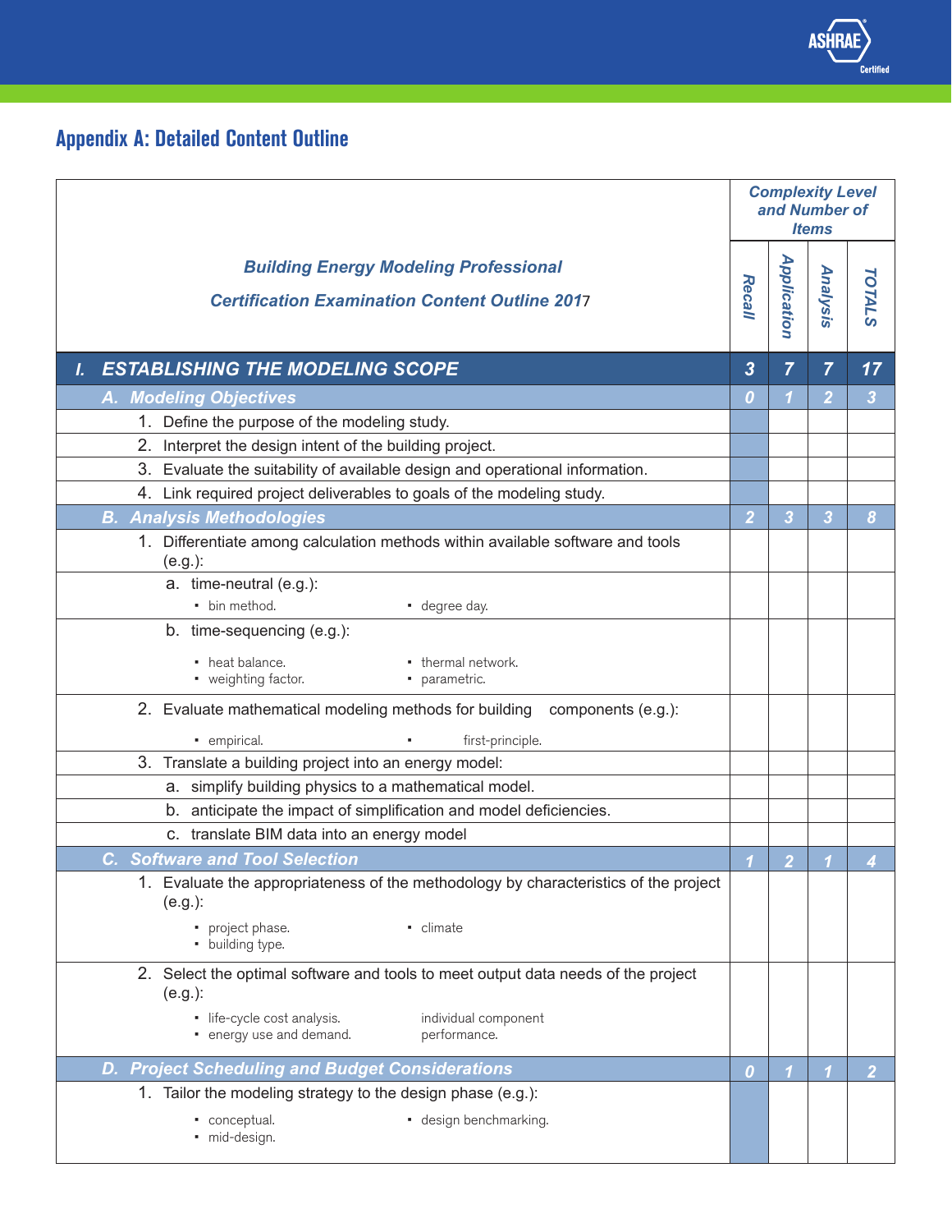## Appendix A: Detailed Content Outline

| Building Energy Modeling Professional<br>Certification Examination Content Outline 2017 | Complexity Level and Number of Items | | | |
|---|---|---|---|---|
| | Recall | Application | Analysis | TOTALS |
| **I. ESTABLISHING THE MODELING SCOPE** | **3** | **7** | **7** | **17** |
| **A. Modeling Objectives** | **0** | **1** | **2** | **3** |
| 1. Define the purpose of the modeling study. | | | | |
| 2. Interpret the design intent of the building project. | | | | |
| 3. Evaluate the suitability of available design and operational information. | | | | |
| 4. Link required project deliverables to goals of the modeling study. | | | | |
| **B. Analysis Methodologies** | **2** | **3** | **3** | **8** |
| 1. Differentiate among calculation methods within available software and tools (e.g.): | | | | |
| a. time-neutral (e.g.):<br>• bin method.<br>• degree day. | | | | |
| b. time-sequencing (e.g.):<br>• heat balance.<br>• thermal network.<br>• weighting factor.<br>• parametric. | | | | |
| 2. Evaluate mathematical modeling methods for building components (e.g.):<br>• empirical.<br>• first-principle. | | | | |
| 3. Translate a building project into an energy model: | | | | |
| a. simplify building physics to a mathematical model. | | | | |
| b. anticipate the impact of simplification and model deficiencies. | | | | |
| c. translate BIM data into an energy model | | | | |
| **C. Software and Tool Selection** | **1** | **2** | **1** | **4** |
| 1. Evaluate the appropriateness of the methodology by characteristics of the project (e.g.):<br>• project phase.<br>• climate<br>• building type. | | | | |
| 2. Select the optimal software and tools to meet output data needs of the project (e.g.):<br>• life-cycle cost analysis.<br>individual component performance.<br>• energy use and demand. | | | | |
| **D. Project Scheduling and Budget Considerations** | **0** | **1** | **1** | **2** |
| 1. Tailor the modeling strategy to the design phase (e.g.):<br>• conceptual.<br>• design benchmarking.<br>• mid-design. | | | | |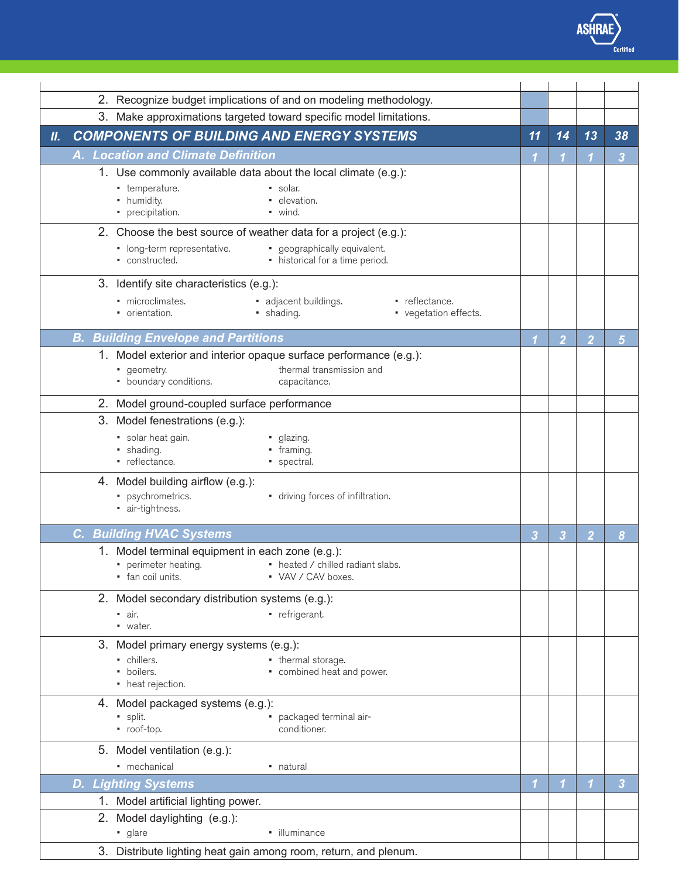| | | | | |
|---|---|---|---|---|
| 2. Recognize budget implications of and on modeling methodology. | | | | |
| 3. Make approximations targeted toward specific model limitations. | | | | |
| **II. COMPONENTS OF BUILDING AND ENERGY SYSTEMS** | **11** | **14** | **13** | **38** |
| **A. Location and Climate Definition** | **1** | **1** | **1** | **3** |
| 1. Use commonly available data about the local climate (e.g.): • temperature. • humidity. • precipitation. • solar. • elevation. • wind. | | | | |
| 2. Choose the best source of weather data for a project (e.g.): • long-term representative. • constructed. • geographically equivalent. • historical for a time period. | | | | |
| 3. Identify site characteristics (e.g.): • microclimates. • orientation. • adjacent buildings. • shading. • reflectance. • vegetation effects. | | | | |
| **B. Building Envelope and Partitions** | **1** | **2** | **2** | **5** |
| 1. Model exterior and interior opaque surface performance (e.g.): • geometry. • boundary conditions. thermal transmission and capacitance. | | | | |
| 2. Model ground-coupled surface performance | | | | |
| 3. Model fenestrations (e.g.): • solar heat gain. • shading. • reflectance. • glazing. • framing. • spectral. | | | | |
| 4. Model building airflow (e.g.): • psychrometrics. • air-tightness. • driving forces of infiltration. | | | | |
| **C. Building HVAC Systems** | **3** | **3** | **2** | **8** |
| 1. Model terminal equipment in each zone (e.g.): • perimeter heating. • fan coil units. • heated / chilled radiant slabs. • VAV / CAV boxes. | | | | |
| 2. Model secondary distribution systems (e.g.): • air. • water. • refrigerant. | | | | |
| 3. Model primary energy systems (e.g.): • chillers. • boilers. • heat rejection. • thermal storage. • combined heat and power. | | | | |
| 4. Model packaged systems (e.g.): • split. • roof-top. • packaged terminal air-conditioner. | | | | |
| 5. Model ventilation (e.g.): • mechanical • natural | | | | |
| **D. Lighting Systems** | **1** | **1** | **1** | **3** |
| 1. Model artificial lighting power. | | | | |
| 2. Model daylighting (e.g.): • glare • illuminance | | | | |
| 3. Distribute lighting heat gain among room, return, and plenum. | | | | |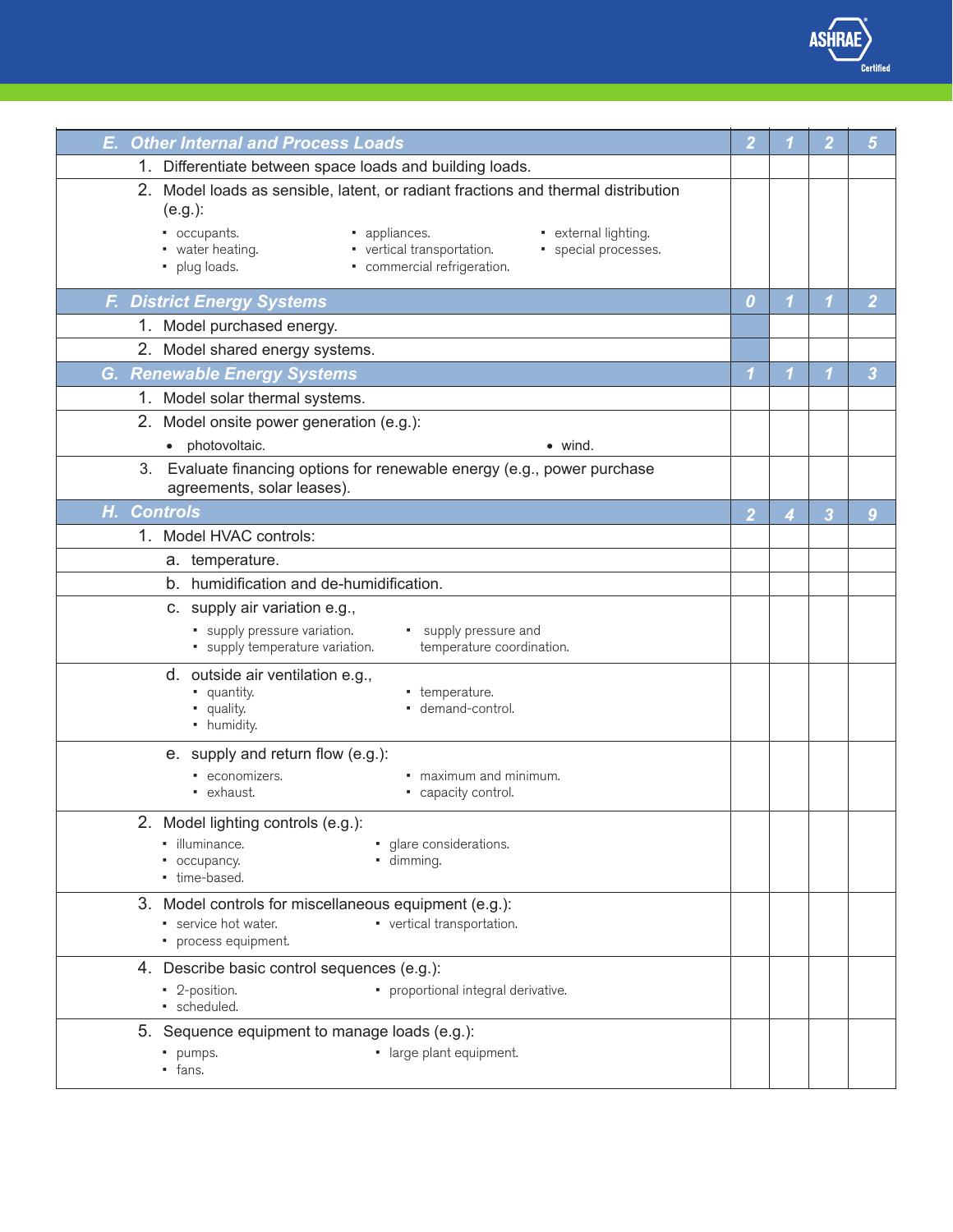| | | | | |
|---|---|---|---|---|
| ***E. Other Internal and Process Loads*** | ***2*** | ***1*** | ***2*** | ***5*** |
| 1. Differentiate between space loads and building loads. | | | | |
| 2. Model loads as sensible, latent, or radiant fractions and thermal distribution (e.g.):<br>▪ occupants.<br>▪ water heating.<br>▪ plug loads.<br>▪ appliances.<br>▪ vertical transportation.<br>▪ commercial refrigeration.<br>▪ external lighting.<br>▪ special processes. | | | | |
| ***F. District Energy Systems*** | ***0*** | ***1*** | ***1*** | ***2*** |
| 1. Model purchased energy. | | | | |
| 2. Model shared energy systems. | | | | |
| ***G. Renewable Energy Systems*** | ***1*** | ***1*** | ***1*** | ***3*** |
| 1. Model solar thermal systems. | | | | |
| 2. Model onsite power generation (e.g.):<br>• photovoltaic.<br>• wind. | | | | |
| 3. Evaluate financing options for renewable energy (e.g., power purchase agreements, solar leases). | | | | |
| ***H. Controls*** | ***2*** | ***4*** | ***3*** | ***9*** |
| 1. Model HVAC controls: | | | | |
| a. temperature. | | | | |
| b. humidification and de-humidification. | | | | |
| c. supply air variation e.g.,<br>▪ supply pressure variation.<br>▪ supply temperature variation.<br>▪ supply pressure and temperature coordination. | | | | |
| d. outside air ventilation e.g.,<br>▪ quantity.<br>▪ quality.<br>▪ humidity.<br>▪ temperature.<br>▪ demand-control. | | | | |
| e. supply and return flow (e.g.):<br>▪ economizers.<br>▪ exhaust.<br>▪ maximum and minimum.<br>▪ capacity control. | | | | |
| 2. Model lighting controls (e.g.):<br>▪ illuminance.<br>▪ occupancy.<br>▪ time-based.<br>▪ glare considerations.<br>▪ dimming. | | | | |
| 3. Model controls for miscellaneous equipment (e.g.):<br>▪ service hot water.<br>▪ process equipment.<br>▪ vertical transportation. | | | | |
| 4. Describe basic control sequences (e.g.):<br>▪ 2-position.<br>▪ scheduled.<br>▪ proportional integral derivative. | | | | |
| 5. Sequence equipment to manage loads (e.g.):<br>▪ pumps.<br>▪ fans.<br>▪ large plant equipment. | | | | |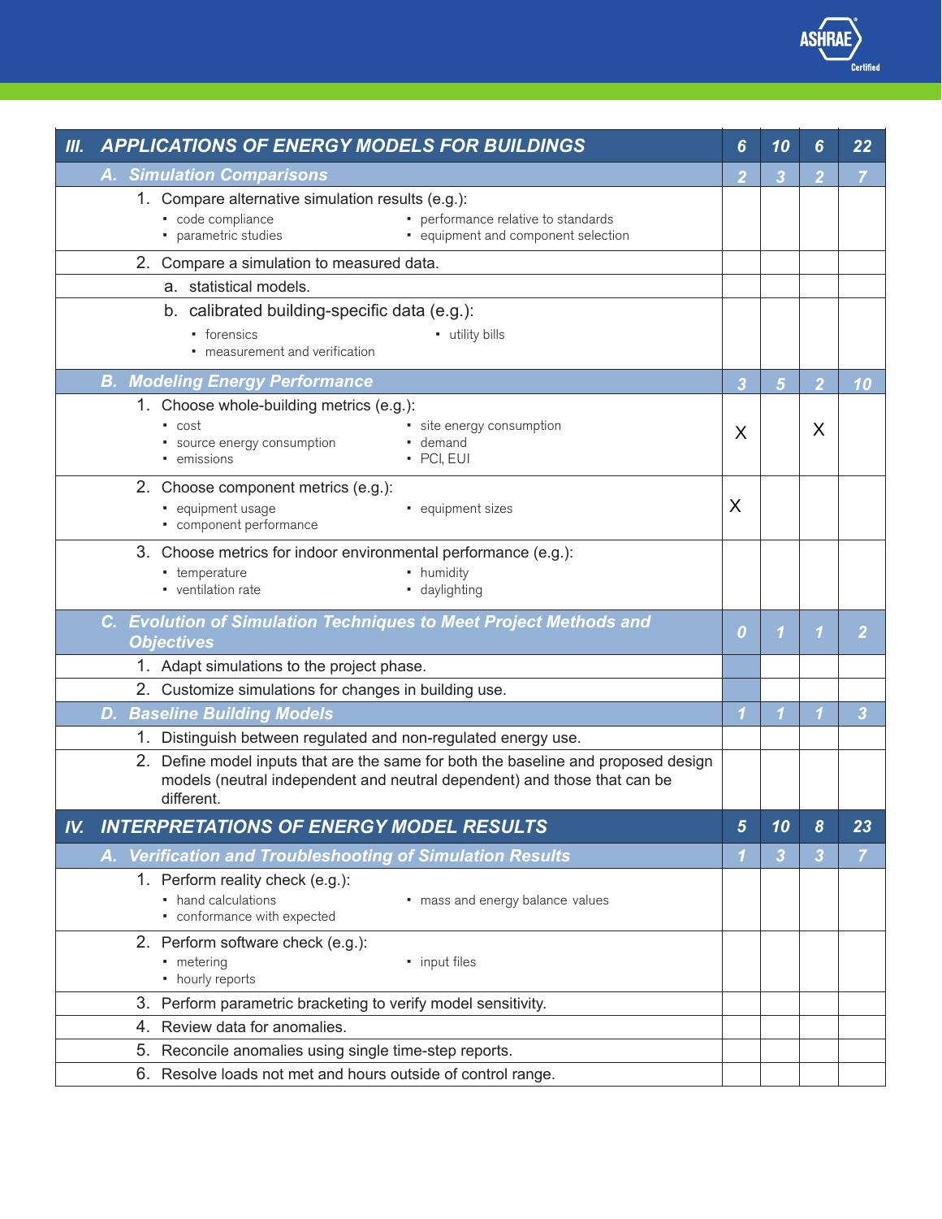| | | | | |
|---|---|---|---|---|
| **III. APPLICATIONS OF ENERGY MODELS FOR BUILDINGS** | **6** | **10** | **6** | **22** |
| **A. Simulation Comparisons** | **2** | **3** | **2** | **7** |
| 1. Compare alternative simulation results (e.g.):<br>▪ code compliance<br>▪ parametric studies<br>▪ performance relative to standards<br>▪ equipment and component selection | | | | |
| 2. Compare a simulation to measured data. | | | | |
| a. statistical models. | | | | |
| b. calibrated building-specific data (e.g.):<br>▪ forensics<br>▪ measurement and verification<br>▪ utility bills | | | | |
| **B. Modeling Energy Performance** | **3** | **5** | **2** | **10** |
| 1. Choose whole-building metrics (e.g.):<br>▪ cost<br>▪ source energy consumption<br>▪ emissions<br>▪ site energy consumption<br>▪ demand<br>▪ PCI, EUI | X | | X | |
| 2. Choose component metrics (e.g.):<br>▪ equipment usage<br>▪ component performance<br>▪ equipment sizes | X | | | |
| 3. Choose metrics for indoor environmental performance (e.g.):<br>▪ temperature<br>▪ ventilation rate<br>▪ humidity<br>▪ daylighting | | | | |
| **C. Evolution of Simulation Techniques to Meet Project Methods and Objectives** | **0** | **1** | **1** | **2** |
| 1. Adapt simulations to the project phase. | | | | |
| 2. Customize simulations for changes in building use. | | | | |
| **D. Baseline Building Models** | **1** | **1** | **1** | **3** |
| 1. Distinguish between regulated and non-regulated energy use. | | | | |
| 2. Define model inputs that are the same for both the baseline and proposed design models (neutral independent and neutral dependent) and those that can be different. | | | | |
| **IV. INTERPRETATIONS OF ENERGY MODEL RESULTS** | **5** | **10** | **8** | **23** |
| **A. Verification and Troubleshooting of Simulation Results** | **1** | **3** | **3** | **7** |
| 1. Perform reality check (e.g.):<br>▪ hand calculations<br>▪ conformance with expected<br>▪ mass and energy balance values | | | | |
| 2. Perform software check (e.g.):<br>▪ metering<br>▪ hourly reports<br>▪ input files | | | | |
| 3. Perform parametric bracketing to verify model sensitivity. | | | | |
| 4. Review data for anomalies. | | | | |
| 5. Reconcile anomalies using single time-step reports. | | | | |
| 6. Resolve loads not met and hours outside of control range. | | | | |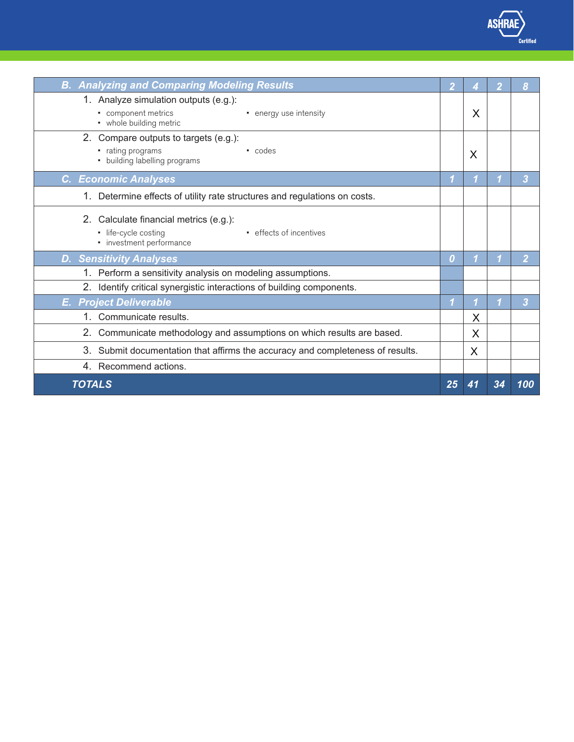| | | | | |
|---|---|---|---|---|
| ***B. Analyzing and Comparing Modeling Results*** | ***2*** | ***4*** | ***2*** | ***8*** |
| 1. Analyze simulation outputs (e.g.): <br>▪ component metrics <br>▪ whole building metric <br>▪ energy use intensity | | X | | |
| 2. Compare outputs to targets (e.g.): <br>▪ rating programs <br>▪ building labelling programs <br>▪ codes | | X | | |
| ***C. Economic Analyses*** | ***1*** | ***1*** | ***1*** | ***3*** |
| 1. Determine effects of utility rate structures and regulations on costs. | | | | |
| 2. Calculate financial metrics (e.g.): <br>▪ life-cycle costing <br>▪ investment performance <br>▪ effects of incentives | | | | |
| ***D. Sensitivity Analyses*** | ***0*** | ***1*** | ***1*** | ***2*** |
| 1. Perform a sensitivity analysis on modeling assumptions. | | | | |
| 2. Identify critical synergistic interactions of building components. | | | | |
| ***E. Project Deliverable*** | ***1*** | ***1*** | ***1*** | ***3*** |
| 1. Communicate results. | | X | | |
| 2. Communicate methodology and assumptions on which results are based. | | X | | |
| 3. Submit documentation that affirms the accuracy and completeness of results. | | X | | |
| 4. Recommend actions. | | | | |
| ***TOTALS*** | ***25*** | ***41*** | ***34*** | ***100*** |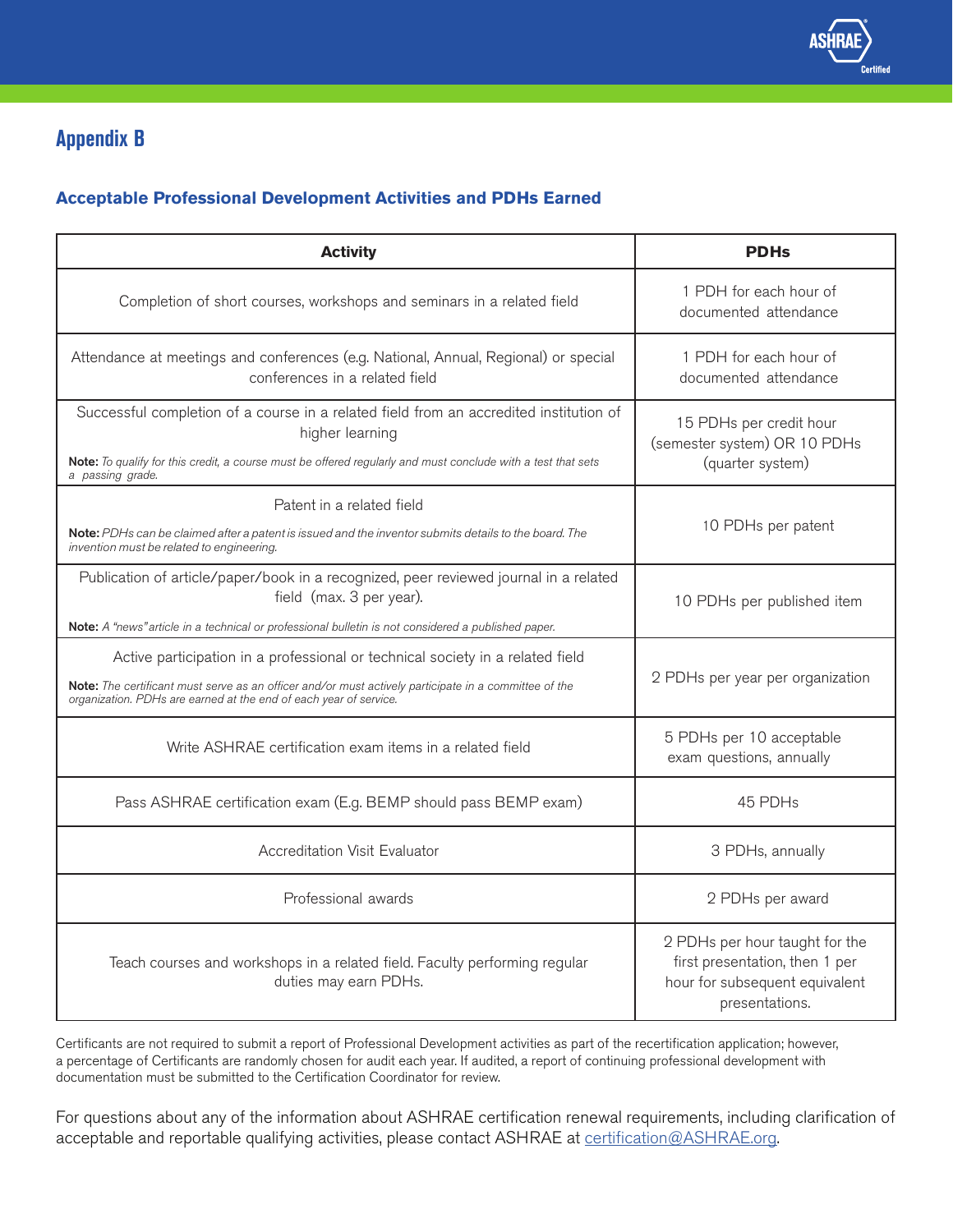# Appendix B

## Acceptable Professional Development Activities and PDHs Earned

| Activity | PDHs |
|---|---|
| Completion of short courses, workshops and seminars in a related field | 1 PDH for each hour of documented attendance |
| Attendance at meetings and conferences (e.g. National, Annual, Regional) or special conferences in a related field | 1 PDH for each hour of documented attendance |
| Successful completion of a course in a related field from an accredited institution of higher learning<br>**Note:** *To qualify for this credit, a course must be offered regularly and must conclude with a test that sets a passing grade.* | 15 PDHs per credit hour (semester system) OR 10 PDHs (quarter system) |
| Patent in a related field<br>**Note:** *PDHs can be claimed after a patent is issued and the inventor submits details to the board. The invention must be related to engineering.* | 10 PDHs per patent |
| Publication of article/paper/book in a recognized, peer reviewed journal in a related field (max. 3 per year).<br>**Note:** *A "news" article in a technical or professional bulletin is not considered a published paper.* | 10 PDHs per published item |
| Active participation in a professional or technical society in a related field<br>**Note:** *The certificant must serve as an officer and/or must actively participate in a committee of the organization. PDHs are earned at the end of each year of service.* | 2 PDHs per year per organization |
| Write ASHRAE certification exam items in a related field | 5 PDHs per 10 acceptable exam questions, annually |
| Pass ASHRAE certification exam (E.g. BEMP should pass BEMP exam) | 45 PDHs |
| Accreditation Visit Evaluator | 3 PDHs, annually |
| Professional awards | 2 PDHs per award |
| Teach courses and workshops in a related field. Faculty performing regular duties may earn PDHs. | 2 PDHs per hour taught for the first presentation, then 1 per hour for subsequent equivalent presentations. |

Certificants are not required to submit a report of Professional Development activities as part of the recertification application; however, a percentage of Certificants are randomly chosen for audit each year. If audited, a report of continuing professional development with documentation must be submitted to the Certification Coordinator for review.

For questions about any of the information about ASHRAE certification renewal requirements, including clarification of acceptable and reportable qualifying activities, please contact ASHRAE at certification@ASHRAE.org.